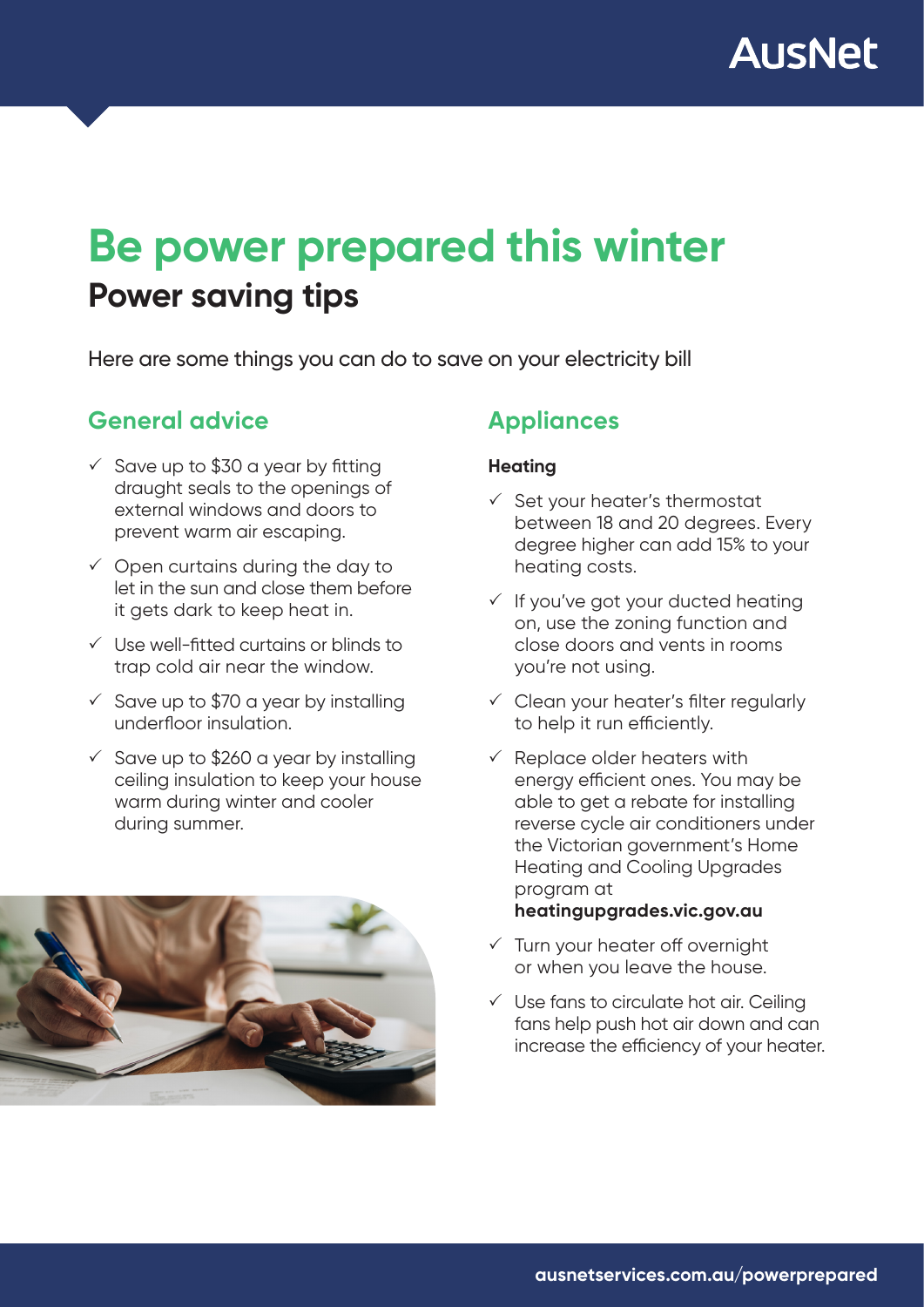AusNet

# Be power prepared this winter

## Power saving tips

Here are some things you can do to save on your electricity bill

### General advice

- ✓ Save up to $30 a year by fitting draught seals to the openings of external windows and doors to prevent warm air escaping.
- ✓ Open curtains during the day to let in the sun and close them before it gets dark to keep heat in.
- ✓ Use well-fitted curtains or blinds to trap cold air near the window.
- ✓ Save up to $70 a year by installing underfloor insulation.
- ✓ Save up to $260 a year by installing ceiling insulation to keep your house warm during winter and cooler during summer.

### Appliances

**Heating**

- ✓ Set your heater's thermostat between 18 and 20 degrees. Every degree higher can add 15% to your heating costs.
- ✓ If you've got your ducted heating on, use the zoning function and close doors and vents in rooms you're not using.
- ✓ Clean your heater's filter regularly to help it run efficiently.
- ✓ Replace older heaters with energy efficient ones. You may be able to get a rebate for installing reverse cycle air conditioners under the Victorian government's Home Heating and Cooling Upgrades program at **heatingupgrades.vic.gov.au**
- ✓ Turn your heater off overnight or when you leave the house.
- ✓ Use fans to circulate hot air. Ceiling fans help push hot air down and can increase the efficiency of your heater.

**ausnetservices.com.au/powerprepared**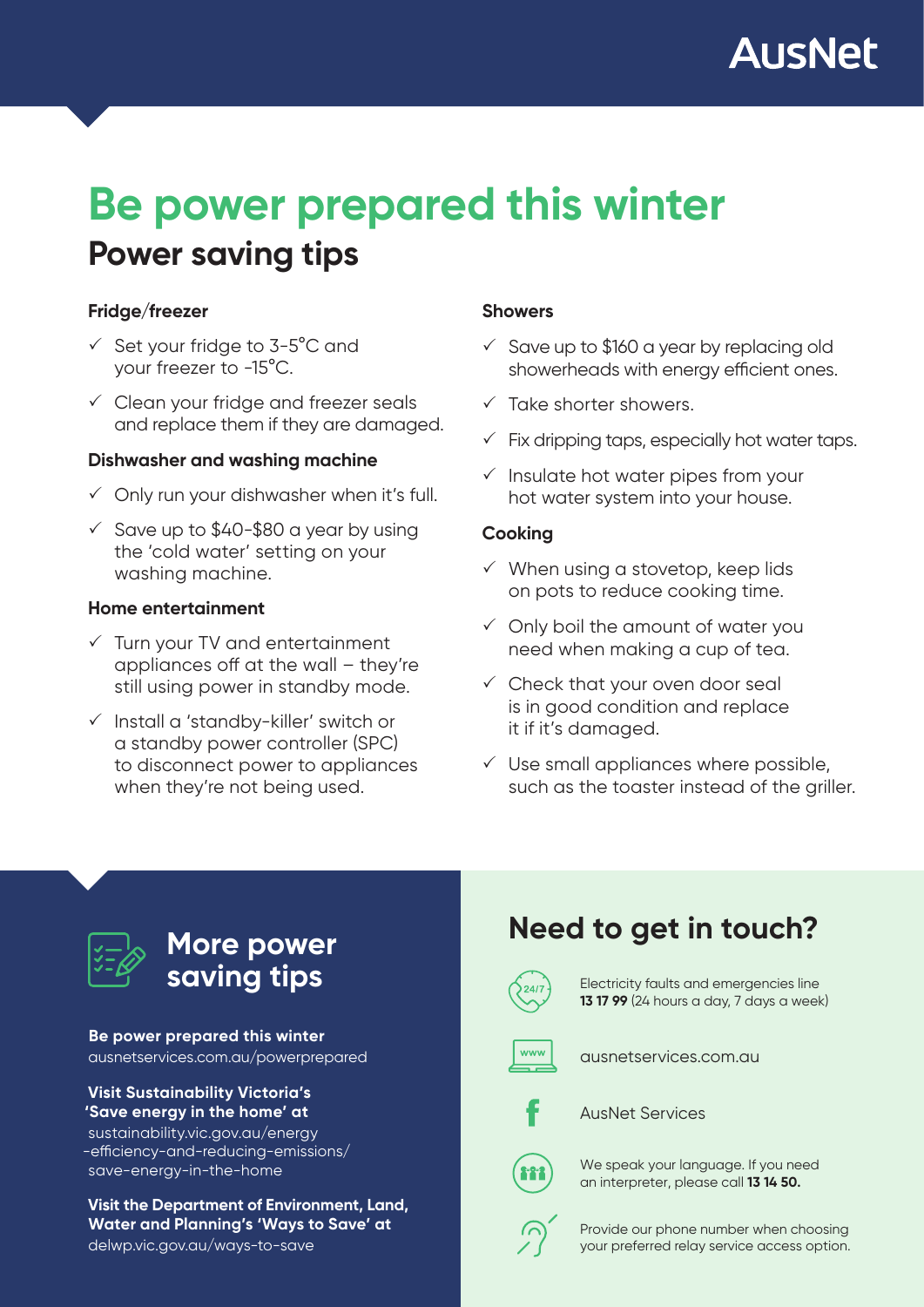AusNet

# Be power prepared this winter

## Power saving tips

### Fridge/freezer

- ✓ Set your fridge to 3-5°C and your freezer to -15°C.
- ✓ Clean your fridge and freezer seals and replace them if they are damaged.

### Dishwasher and washing machine

- ✓ Only run your dishwasher when it's full.
- ✓ Save up to $40-$80 a year by using the 'cold water' setting on your washing machine.

### Home entertainment

- ✓ Turn your TV and entertainment appliances off at the wall – they're still using power in standby mode.
- ✓ Install a 'standby-killer' switch or a standby power controller (SPC) to disconnect power to appliances when they're not being used.

### Showers

- ✓ Save up to $160 a year by replacing old showerheads with energy efficient ones.
- ✓ Take shorter showers.
- ✓ Fix dripping taps, especially hot water taps.
- ✓ Insulate hot water pipes from your hot water system into your house.

### Cooking

- ✓ When using a stovetop, keep lids on pots to reduce cooking time.
- ✓ Only boil the amount of water you need when making a cup of tea.
- ✓ Check that your oven door seal is in good condition and replace it if it's damaged.
- ✓ Use small appliances where possible, such as the toaster instead of the griller.

## More power saving tips

**Be power prepared this winter**
ausnetservices.com.au/powerprepared

**Visit Sustainability Victoria's 'Save energy in the home' at**
sustainability.vic.gov.au/energy-efficiency-and-reducing-emissions/save-energy-in-the-home

**Visit the Department of Environment, Land, Water and Planning's 'Ways to Save' at**
delwp.vic.gov.au/ways-to-save

## Need to get in touch?

Electricity faults and emergencies line
**13 17 99** (24 hours a day, 7 days a week)

ausnetservices.com.au

AusNet Services

We speak your language. If you need an interpreter, please call **13 14 50.**

Provide our phone number when choosing your preferred relay service access option.